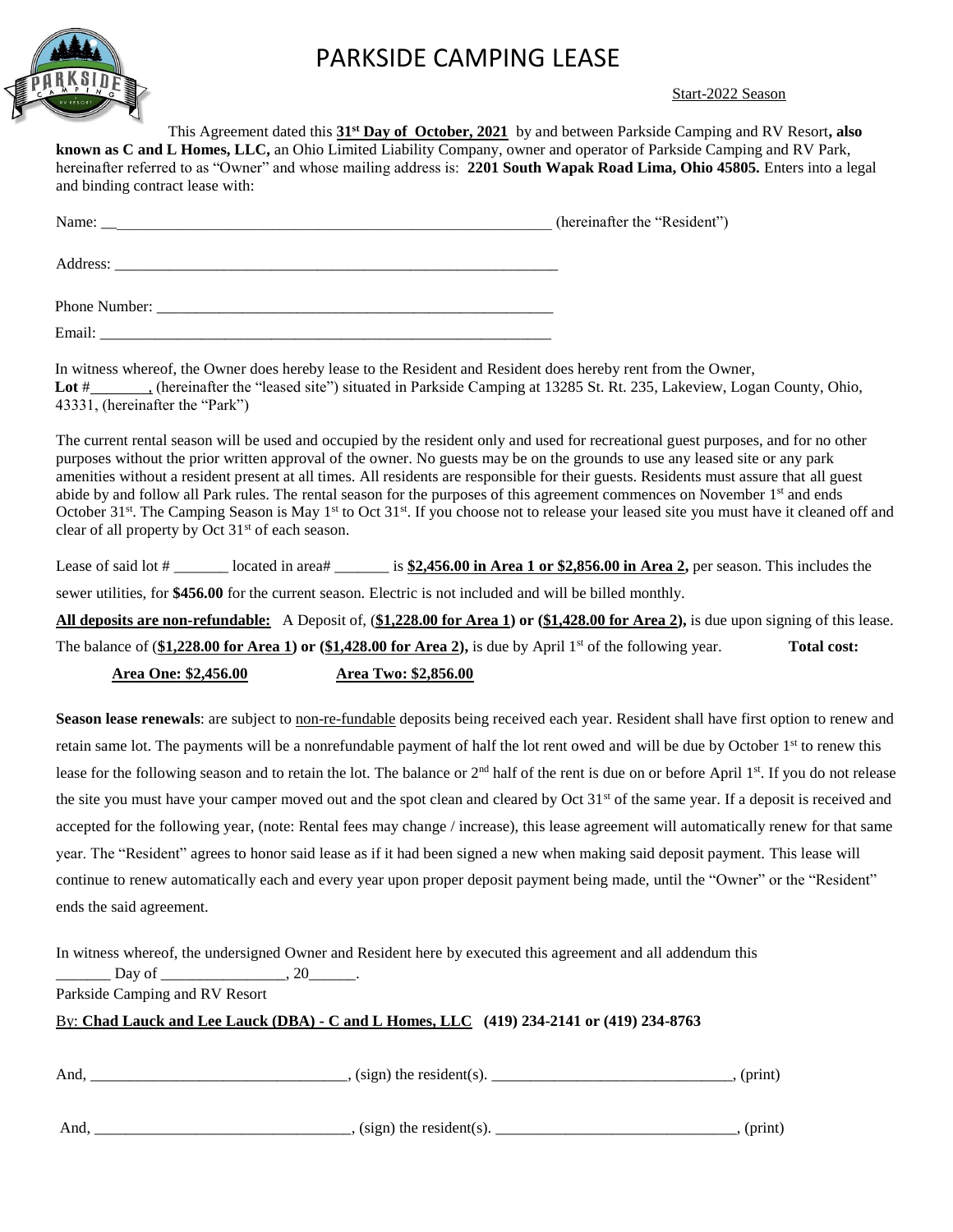# PARKSIDE CAMPING LEASE

Start-2022 Season

This Agreement dated this **31st Day of October, 2021** by and between Parkside Camping and RV Resort**, also known as C and L Homes, LLC,** an Ohio Limited Liability Company, owner and operator of Parkside Camping and RV Park, hereinafter referred to as "Owner" and whose mailing address is: **2201 South Wapak Road Lima, Ohio 45805.** Enters into a legal and binding contract lease with:

Name: ____________________________________________________________ (hereinafter the "Resident")

Address: ____________________________________________________________

Phone Number: ______________________________________________________

Email: ______________________________________________________________

In witness whereof, the Owner does hereby lease to the Resident and Resident does hereby rent from the Owner, **Lot** #________, (hereinafter the "leased site") situated in Parkside Camping at 13285 St. Rt. 235, Lakeview, Logan County, Ohio, 43331, (hereinafter the "Park")

The current rental season will be used and occupied by the resident only and used for recreational guest purposes, and for no other purposes without the prior written approval of the owner. No guests may be on the grounds to use any leased site or any park amenities without a resident present at all times. All residents are responsible for their guests. Residents must assure that all guest abide by and follow all Park rules. The rental season for the purposes of this agreement commences on November 1st and ends October 31st. The Camping Season is May 1st to Oct 31st. If you choose not to release your leased site you must have it cleaned off and clear of all property by Oct 31st of each season.

Lease of said lot # _______ located in area# _______ is **$2,456.00 in Area 1 or $2,856.00 in Area 2,** per season. This includes the sewer utilities, for **$456.00** for the current season. Electric is not included and will be billed monthly.

**All deposits are non-refundable:** A Deposit of, (**$1,228.00 for Area 1**) **or** (**$1,428.00 for Area 2**)**,** is due upon signing of this lease. The balance of (**$1,228.00 for Area 1**) **or** (**$1,428.00 for Area 2**)**,** is due by April 1st of the following year. **Total cost:**

**Area One: $2,456.00** **Area Two: $2,856.00**

**Season lease renewals**: are subject to non-re-fundable deposits being received each year. Resident shall have first option to renew and retain same lot. The payments will be a nonrefundable payment of half the lot rent owed and will be due by October 1st to renew this lease for the following season and to retain the lot. The balance or 2nd half of the rent is due on or before April 1st. If you do not release the site you must have your camper moved out and the spot clean and cleared by Oct 31st of the same year. If a deposit is received and accepted for the following year, (note: Rental fees may change / increase), this lease agreement will automatically renew for that same year. The "Resident" agrees to honor said lease as if it had been signed a new when making said deposit payment. This lease will continue to renew automatically each and every year upon proper deposit payment being made, until the "Owner" or the "Resident" ends the said agreement.

In witness whereof, the undersigned Owner and Resident here by executed this agreement and all addendum this _______ Day of ________________, 20______.

Parkside Camping and RV Resort

By: **Chad Lauck and Lee Lauck (DBA) - C and L Homes, LLC (419) 234-2141 or (419) 234-8763**

And, ________________________________, (sign) the resident(s). ______________________________, (print)

And, ________________________________, (sign) the resident(s). ______________________________, (print)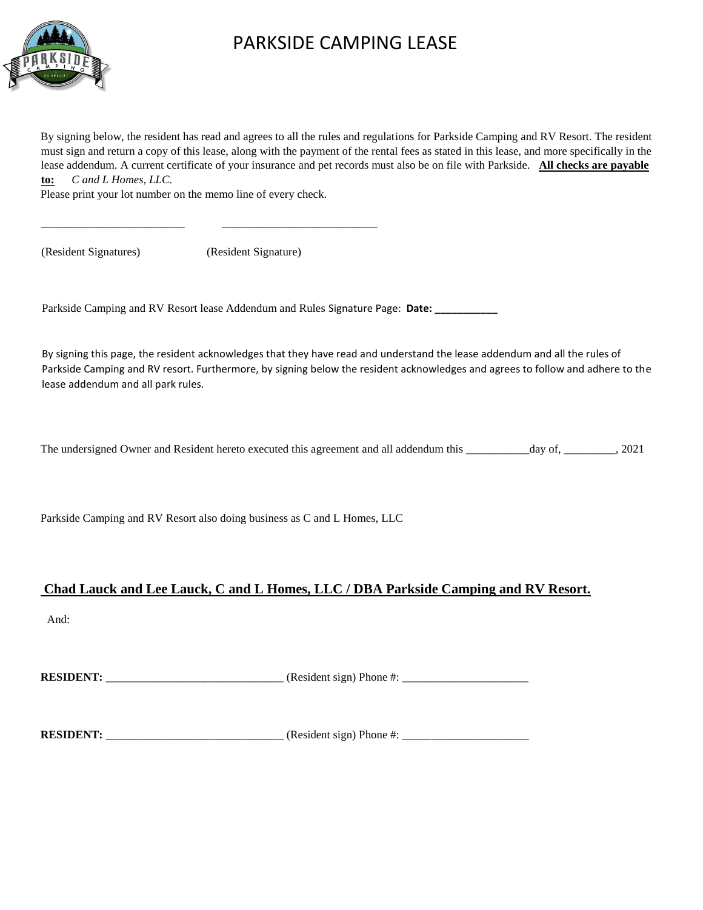# PARKSIDE CAMPING LEASE

By signing below, the resident has read and agrees to all the rules and regulations for Parkside Camping and RV Resort. The resident must sign and return a copy of this lease, along with the payment of the rental fees as stated in this lease, and more specifically in the lease addendum. A current certificate of your insurance and pet records must also be on file with Parkside. **<u>All checks are payable to:</u>** *C and L Homes, LLC.*

Please print your lot number on the memo line of every check.

________________________          ___________________________

(Resident Signatures)          (Resident Signature)

Parkside Camping and RV Resort lease Addendum and Rules Signature Page: **Date: ___________**

By signing this page, the resident acknowledges that they have read and understand the lease addendum and all the rules of Parkside Camping and RV resort. Furthermore, by signing below the resident acknowledges and agrees to follow and adhere to the lease addendum and all park rules.

The undersigned Owner and Resident hereto executed this agreement and all addendum this ___________day of, _________, 2021

Parkside Camping and RV Resort also doing business as C and L Homes, LLC

**<u>Chad Lauck and Lee Lauck, C and L Homes, LLC / DBA Parkside Camping and RV Resort.</u>**

And:

**RESIDENT:** _______________________________ (Resident sign) Phone #: ______________________

**RESIDENT:** _______________________________ (Resident sign) Phone #: ______________________